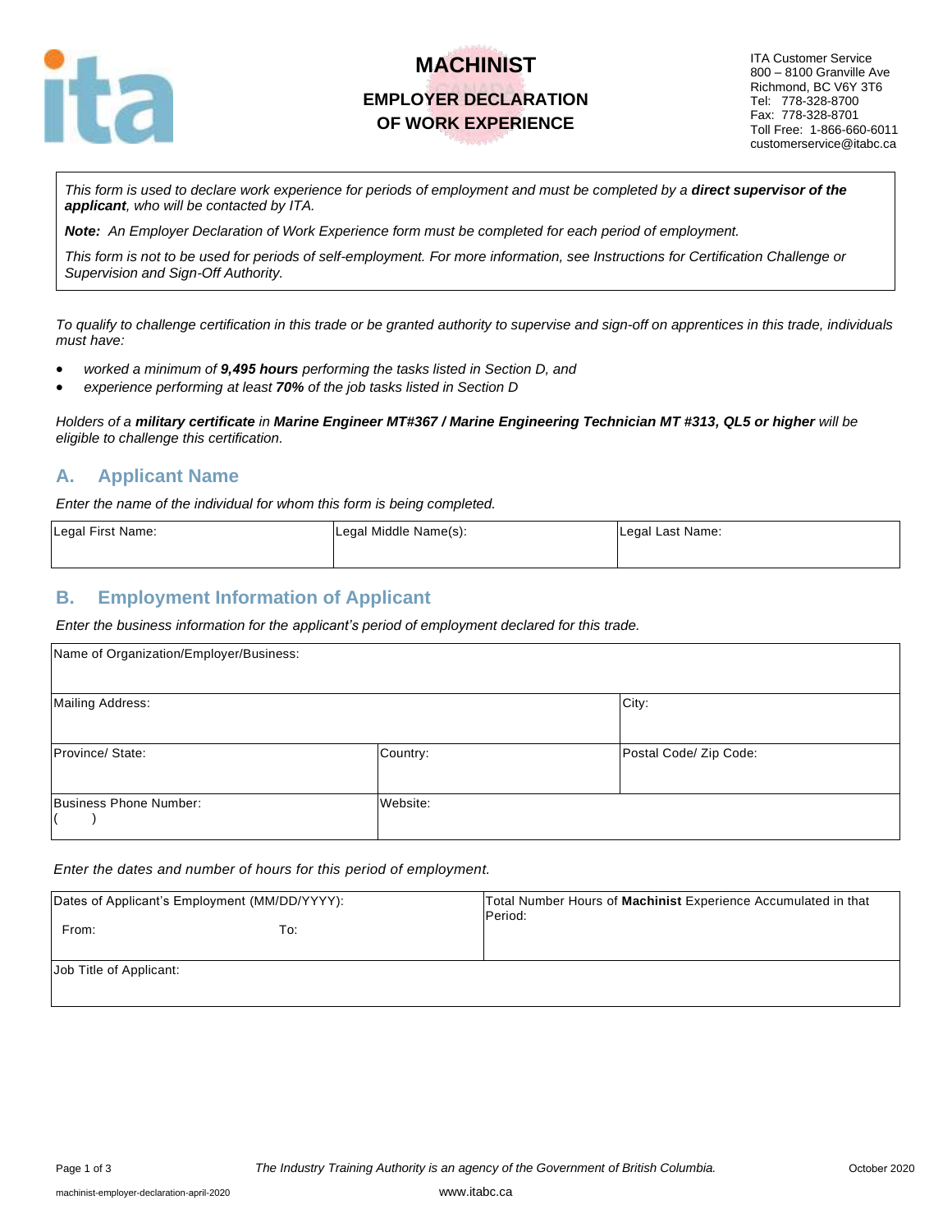# MACHINIST

## EMPLOYER DECLARATION OF WORK EXPERIENCE

ITA Customer Service
800 – 8100 Granville Ave
Richmond, BC V6Y 3T6
Tel: 778-328-8700
Fax: 778-328-8701
Toll Free: 1-866-660-6011
customerservice@itabc.ca

*This form is used to declare work experience for periods of employment and must be completed by a* ***direct supervisor of the applicant****, who will be contacted by ITA.*

***Note:*** *An Employer Declaration of Work Experience form must be completed for each period of employment.*

*This form is not to be used for periods of self-employment. For more information, see Instructions for Certification Challenge or Supervision and Sign-Off Authority.*

*To qualify to challenge certification in this trade or be granted authority to supervise and sign-off on apprentices in this trade, individuals must have:*

- *worked a minimum of* ***9,495 hours*** *performing the tasks listed in Section D, and*
- *experience performing at least* ***70%*** *of the job tasks listed in Section D*

*Holders of a* ***military certificate*** *in* ***Marine Engineer MT#367 / Marine Engineering Technician MT #313, QL5 or higher*** *will be eligible to challenge this certification.*

## A. Applicant Name

*Enter the name of the individual for whom this form is being completed.*

| Legal First Name: | Legal Middle Name(s): | Legal Last Name: |
|---|---|---|
| | | |

## B. Employment Information of Applicant

*Enter the business information for the applicant's period of employment declared for this trade.*

| Name of Organization/Employer/Business: | | |
|---|---|---|
| Mailing Address: | | City: |
| Province/ State: | Country: | Postal Code/ Zip Code: |
| Business Phone Number: ( ) | Website: | |

*Enter the dates and number of hours for this period of employment.*

| Dates of Applicant's Employment (MM/DD/YYYY): From: To: | Total Number Hours of **Machinist** Experience Accumulated in that Period: |
|---|---|
| Job Title of Applicant: | |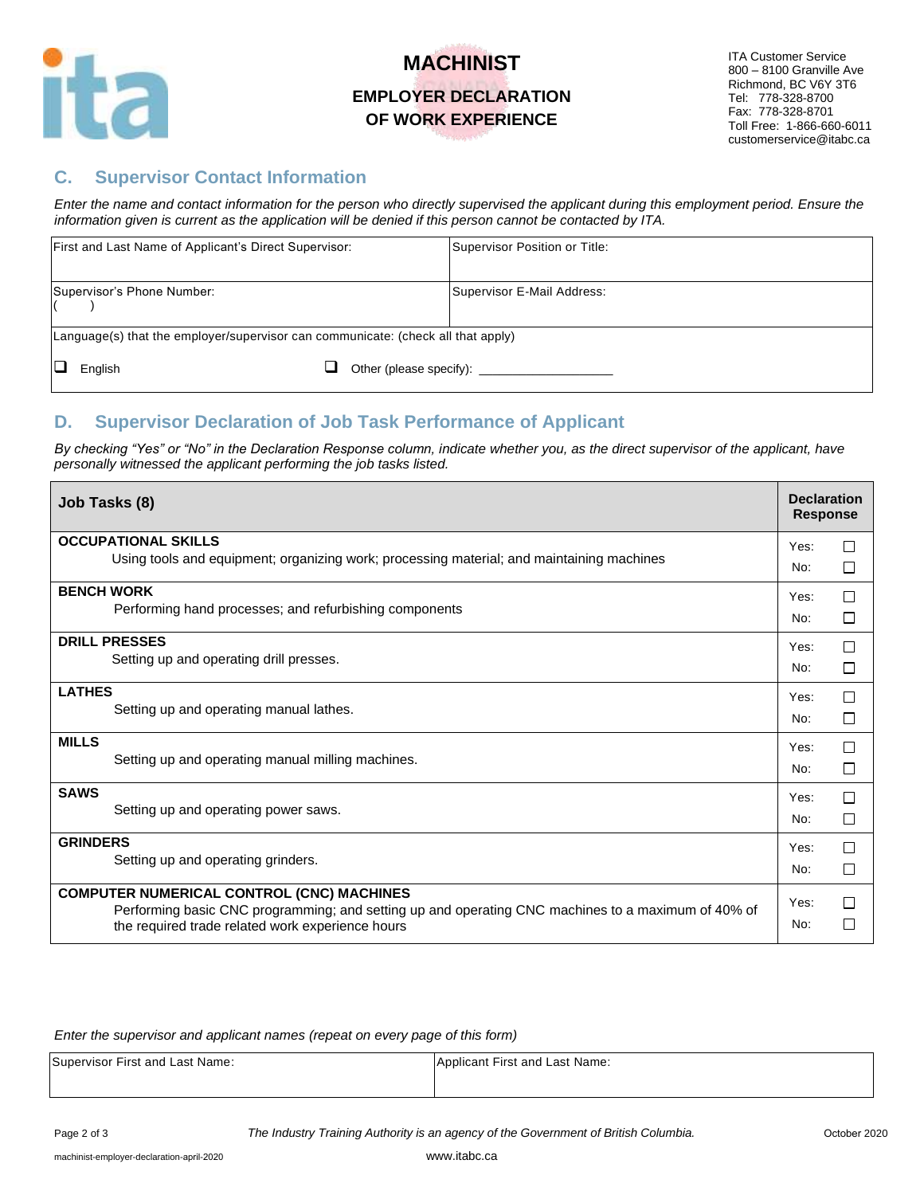# MACHINIST

## EMPLOYER DECLARATION OF WORK EXPERIENCE

ITA Customer Service
800 – 8100 Granville Ave
Richmond, BC V6Y 3T6
Tel: 778-328-8700
Fax: 778-328-8701
Toll Free: 1-866-660-6011
customerservice@itabc.ca

## C. Supervisor Contact Information

*Enter the name and contact information for the person who directly supervised the applicant during this employment period. Ensure the information given is current as the application will be denied if this person cannot be contacted by ITA.*

| First and Last Name of Applicant's Direct Supervisor: | Supervisor Position or Title: |
|---|---|
| Supervisor's Phone Number: ( ) | Supervisor E-Mail Address: |
| Language(s) that the employer/supervisor can communicate: (check all that apply) ☐ English ☐ Other (please specify): ________________ | |

## D. Supervisor Declaration of Job Task Performance of Applicant

*By checking "Yes" or "No" in the Declaration Response column, indicate whether you, as the direct supervisor of the applicant, have personally witnessed the applicant performing the job tasks listed.*

| Job Tasks (8) | Declaration Response |
|---|---|
| **OCCUPATIONAL SKILLS** Using tools and equipment; organizing work; processing material; and maintaining machines | Yes: ☐ No: ☐ |
| **BENCH WORK** Performing hand processes; and refurbishing components | Yes: ☐ No: ☐ |
| **DRILL PRESSES** Setting up and operating drill presses. | Yes: ☐ No: ☐ |
| **LATHES** Setting up and operating manual lathes. | Yes: ☐ No: ☐ |
| **MILLS** Setting up and operating manual milling machines. | Yes: ☐ No: ☐ |
| **SAWS** Setting up and operating power saws. | Yes: ☐ No: ☐ |
| **GRINDERS** Setting up and operating grinders. | Yes: ☐ No: ☐ |
| **COMPUTER NUMERICAL CONTROL (CNC) MACHINES** Performing basic CNC programming; and setting up and operating CNC machines to a maximum of 40% of the required trade related work experience hours | Yes: ☐ No: ☐ |

*Enter the supervisor and applicant names (repeat on every page of this form)*

| Supervisor First and Last Name: | Applicant First and Last Name: |
|---|---|
| | |

*The Industry Training Authority is an agency of the Government of British Columbia.*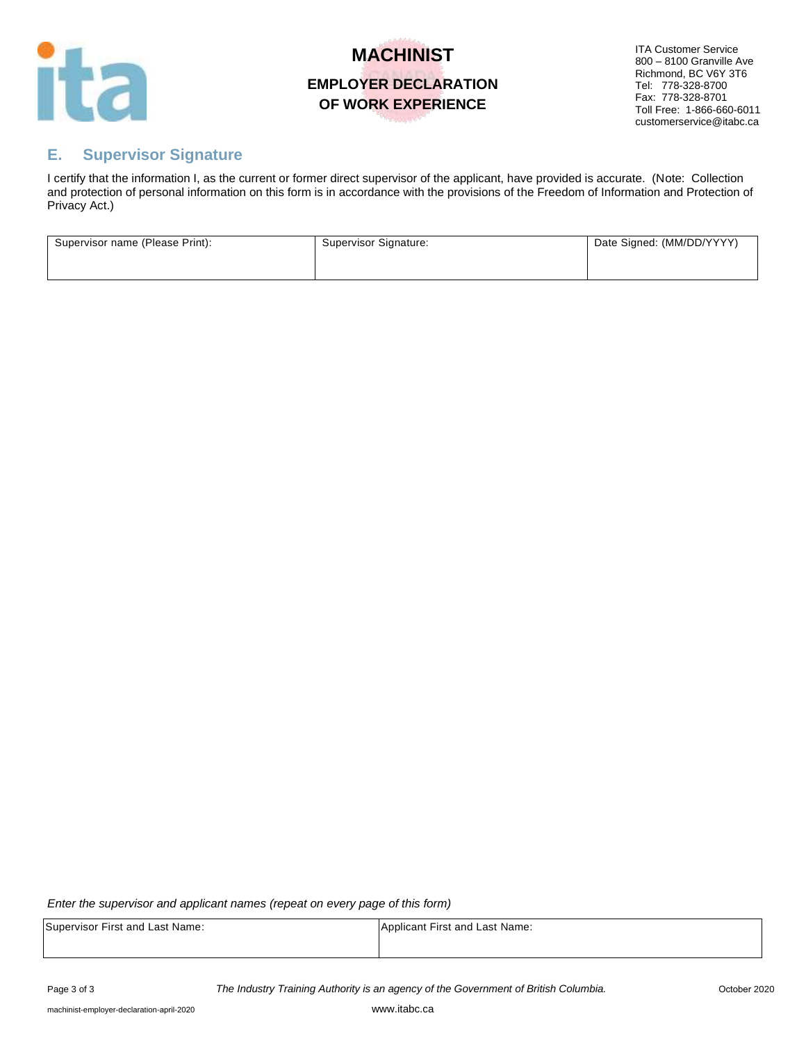## E. Supervisor Signature

I certify that the information I, as the current or former direct supervisor of the applicant, have provided is accurate. (Note: Collection and protection of personal information on this form is in accordance with the provisions of the Freedom of Information and Protection of Privacy Act.)

| Supervisor name (Please Print): | Supervisor Signature: | Date Signed: (MM/DD/YYYY) |
|---|---|---|
| | | |

*Enter the supervisor and applicant names (repeat on every page of this form)*

| Supervisor First and Last Name: | Applicant First and Last Name: |
|---|---|
| | |